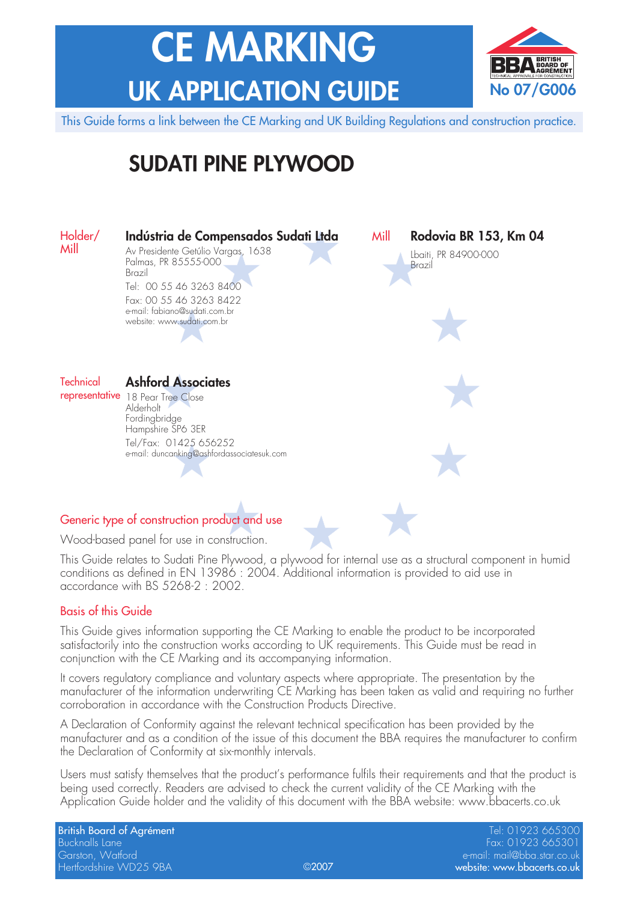# CE MARKING

## UK APPLICATION GUIDE

**No 07/G006**

This Guide forms a link between the CE Marking and UK Building Regulations and construction practice.

# SUDATI PINE PLYWOOD

Holder/ Mill

**Indústria de Compensados Sudati Ltda**
Av Presidente Getúlio Vargas, 1638
Palmas, PR 85555-000
Brazil
Tel: 00 55 46 3263 8400
Fax: 00 55 46 3263 8422
e-mail: fabiano@sudati.com.br
website: www.sudati.com.br

Mill

**Rodovia BR 153, Km 04**
Lbaiti, PR 84900-000
Brazil

Technical representative

**Ashford Associates**
18 Pear Tree Close
Alderholt
Fordingbridge
Hampshire SP6 3ER
Tel/Fax: 01425 656252
e-mail: duncanking@ashfordassociatesuk.com

### Generic type of construction product and use

Wood-based panel for use in construction.

This Guide relates to Sudati Pine Plywood, a plywood for internal use as a structural component in humid conditions as defined in EN 13986 : 2004. Additional information is provided to aid use in accordance with BS 5268-2 : 2002.

### Basis of this Guide

This Guide gives information supporting the CE Marking to enable the product to be incorporated satisfactorily into the construction works according to UK requirements. This Guide must be read in conjunction with the CE Marking and its accompanying information.

It covers regulatory compliance and voluntary aspects where appropriate. The presentation by the manufacturer of the information underwriting CE Marking has been taken as valid and requiring no further corroboration in accordance with the Construction Products Directive.

A Declaration of Conformity against the relevant technical specification has been provided by the manufacturer and as a condition of the issue of this document the BBA requires the manufacturer to confirm the Declaration of Conformity at six-monthly intervals.

Users must satisfy themselves that the product's performance fulfils their requirements and that the product is being used correctly. Readers are advised to check the current validity of the CE Marking with the Application Guide holder and the validity of this document with the BBA website: www.bbacerts.co.uk

British Board of Agrément
Bucknalls Lane
Garston, Watford
Hertfordshire WD25 9BA

©2007

Tel: 01923 665300
Fax: 01923 665301
e-mail: mail@bba.star.co.uk
website: www.bbacerts.co.uk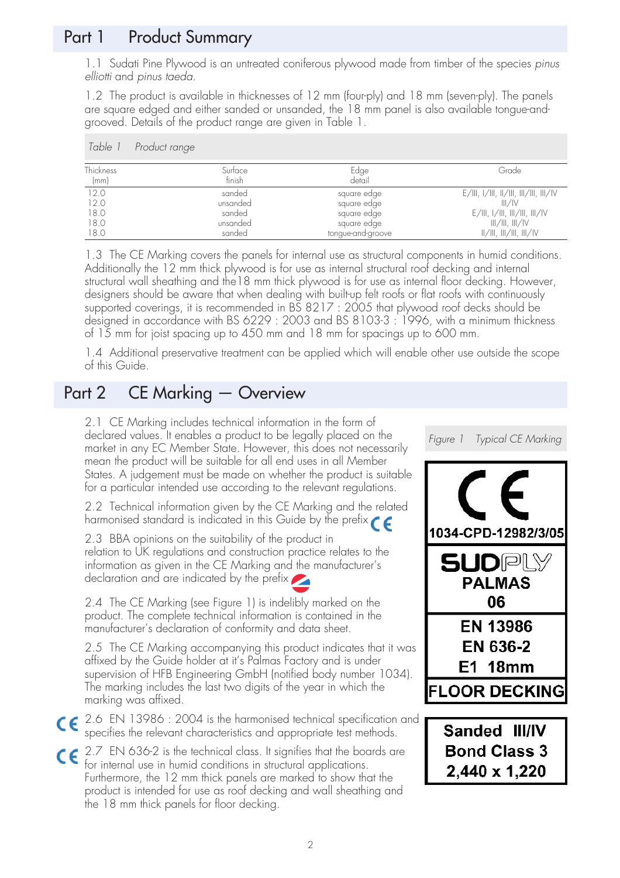## Part 1 Product Summary

1.1 Sudati Pine Plywood is an untreated coniferous plywood made from timber of the species *pinus elliotti* and *pinus taeda*.

1.2 The product is available in thicknesses of 12 mm (four-ply) and 18 mm (seven-ply). The panels are square edged and either sanded or unsanded, the 18 mm panel is also available tongue-and-grooved. Details of the product range are given in Table 1.

*Table 1 Product range*

| Thickness (mm) | Surface finish | Edge detail | Grade |
|---|---|---|---|
| 12.0 | sanded | square edge | E/III, I/III, II/III, III/III, III/IV |
| 12.0 | unsanded | square edge | III/IV |
| 18.0 | sanded | square edge | E/III, I/III, III/III, III/IV |
| 18.0 | unsanded | square edge | III/III, III/IV |
| 18.0 | sanded | tongue-and-groove | II/III, III/III, III/IV |

1.3 The CE Marking covers the panels for internal use as structural components in humid conditions. Additionally the 12 mm thick plywood is for use as internal structural roof decking and internal structural wall sheathing and the18 mm thick plywood is for use as internal floor decking. However, designers should be aware that when dealing with built-up felt roofs or flat roofs with continuously supported coverings, it is recommended in BS 8217 : 2005 that plywood roof decks should be designed in accordance with BS 6229 : 2003 and BS 8103-3 : 1996, with a minimum thickness of 15 mm for joist spacing up to 450 mm and 18 mm for spacings up to 600 mm.

1.4 Additional preservative treatment can be applied which will enable other use outside the scope of this Guide.

## Part 2 CE Marking — Overview

2.1 CE Marking includes technical information in the form of declared values. It enables a product to be legally placed on the market in any EC Member State. However, this does not necessarily mean the product will be suitable for all end uses in all Member States. A judgement must be made on whether the product is suitable for a particular intended use according to the relevant regulations.

2.2 Technical information given by the CE Marking and the related harmonised standard is indicated in this Guide by the prefix CE

2.3 BBA opinions on the suitability of the product in relation to UK regulations and construction practice relates to the information as given in the CE Marking and the manufacturer's declaration and are indicated by the prefix

2.4 The CE Marking (see Figure 1) is indelibly marked on the product. The complete technical information is contained in the manufacturer's declaration of conformity and data sheet.

2.5 The CE Marking accompanying this product indicates that it was affixed by the Guide holder at it's Palmas Factory and is under supervision of HFB Engineering GmbH (notified body number 1034). The marking includes the last two digits of the year in which the marking was affixed.

CE 2.6 EN 13986 : 2004 is the harmonised technical specification and specifies the relevant characteristics and appropriate test methods.

CE 2.7 EN 636-2 is the technical class. It signifies that the boards are for internal use in humid conditions in structural applications. Furthermore, the 12 mm thick panels are marked to show that the product is intended for use as roof decking and wall sheathing and the 18 mm thick panels for floor decking.

*Figure 1 Typical CE Marking*

CE
1034-CPD-12982/3/05
SUDPLY
PALMAS
06
EN 13986
EN 636-2
E1 18mm
FLOOR DECKING

Sanded III/IV
Bond Class 3
2,440 x 1,220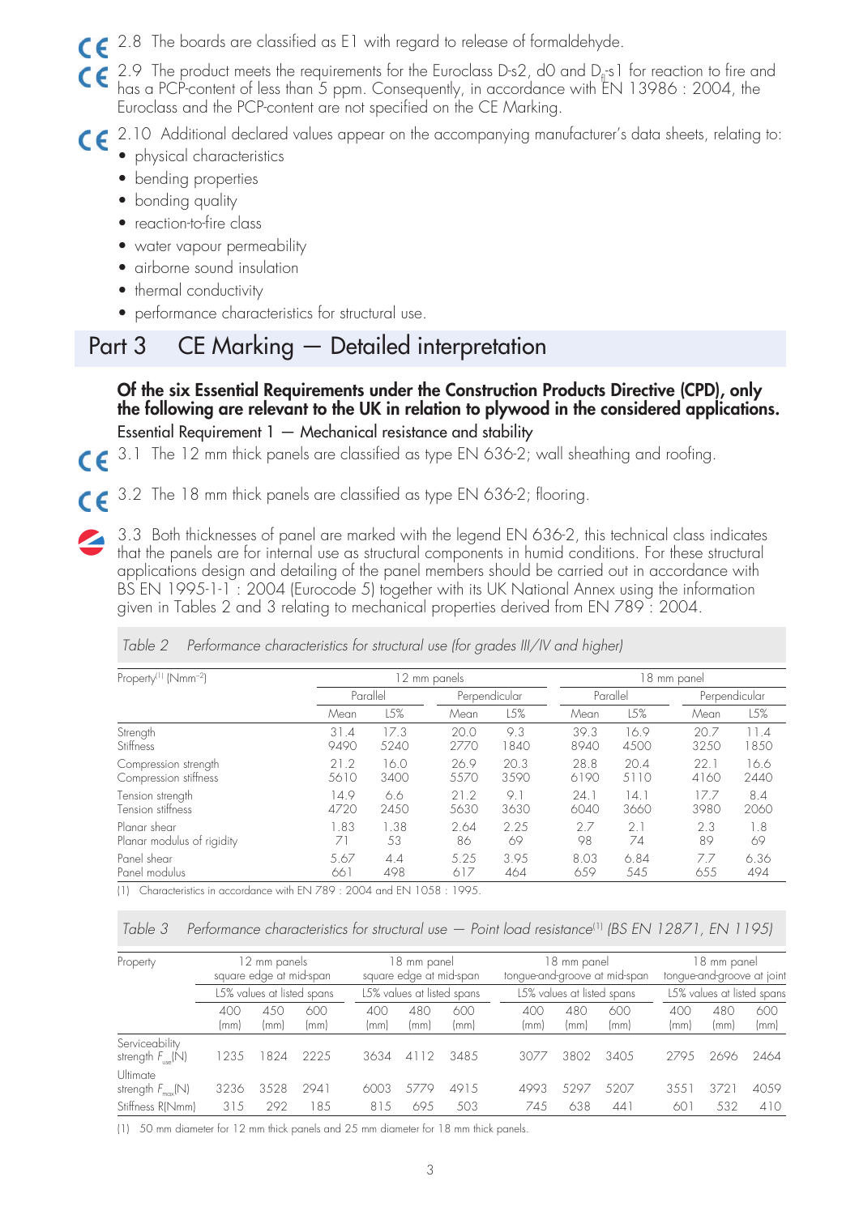2.8 The boards are classified as E1 with regard to release of formaldehyde.

2.9 The product meets the requirements for the Euroclass D-s2, d0 and $D_{fl}$-s1 for reaction to fire and has a PCP-content of less than 5 ppm. Consequently, in accordance with EN 13986 : 2004, the Euroclass and the PCP-content are not specified on the CE Marking.

2.10 Additional declared values appear on the accompanying manufacturer's data sheets, relating to:

- physical characteristics
- bending properties
- bonding quality
- reaction-to-fire class
- water vapour permeability
- airborne sound insulation
- thermal conductivity
- performance characteristics for structural use.

# Part 3 CE Marking — Detailed interpretation

**Of the six Essential Requirements under the Construction Products Directive (CPD), only the following are relevant to the UK in relation to plywood in the considered applications.**

Essential Requirement 1 — Mechanical resistance and stability

3.1 The 12 mm thick panels are classified as type EN 636-2; wall sheathing and roofing.

3.2 The 18 mm thick panels are classified as type EN 636-2; flooring.

3.3 Both thicknesses of panel are marked with the legend EN 636-2, this technical class indicates that the panels are for internal use as structural components in humid conditions. For these structural applications design and detailing of the panel members should be carried out in accordance with BS EN 1995-1-1 : 2004 (Eurocode 5) together with its UK National Annex using the information given in Tables 2 and 3 relating to mechanical properties derived from EN 789 : 2004.

*Table 2 Performance characteristics for structural use (for grades III/IV and higher)*

| Property[1] ($Nmm^{-2}$) | 12 mm panels | | | | 18 mm panel | | | |
|---|---|---|---|---|---|---|---|---|
| | Parallel | | Perpendicular | | Parallel | | Perpendicular | |
| | Mean | L5% | Mean | L5% | Mean | L5% | Mean | L5% |
| Strength | 31.4 | 17.3 | 20.0 | 9.3 | 39.3 | 16.9 | 20.7 | 11.4 |
| Stiffness | 9490 | 5240 | 2770 | 1840 | 8940 | 4500 | 3250 | 1850 |
| Compression strength | 21.2 | 16.0 | 26.9 | 20.3 | 28.8 | 20.4 | 22.1 | 16.6 |
| Compression stiffness | 5610 | 3400 | 5570 | 3590 | 6190 | 5110 | 4160 | 2440 |
| Tension strength | 14.9 | 6.6 | 21.2 | 9.1 | 24.1 | 14.1 | 17.7 | 8.4 |
| Tension stiffness | 4720 | 2450 | 5630 | 3630 | 6040 | 3660 | 3980 | 2060 |
| Planar shear | 1.83 | 1.38 | 2.64 | 2.25 | 2.7 | 2.1 | 2.3 | 1.8 |
| Planar modulus of rigidity | 71 | 53 | 86 | 69 | 98 | 74 | 89 | 69 |
| Panel shear | 5.67 | 4.4 | 5.25 | 3.95 | 8.03 | 6.84 | 7.7 | 6.36 |
| Panel modulus | 661 | 498 | 617 | 464 | 659 | 545 | 655 | 494 |

(1) Characteristics in accordance with EN 789 : 2004 and EN 1058 : 1995.

*Table 3 Performance characteristics for structural use — Point load resistance[1] (BS EN 12871, EN 1195)*

| Property | 12 mm panels square edge at mid-span | | | 18 mm panel square edge at mid-span | | | 18 mm panel tongue-and-groove at mid-span | | | 18 mm panel tongue-and-groove at joint | | |
|---|---|---|---|---|---|---|---|---|---|---|---|---|
| | L5% values at listed spans | | | L5% values at listed spans | | | L5% values at listed spans | | | L5% values at listed spans | | |
| | 400 (mm) | 450 (mm) | 600 (mm) | 400 (mm) | 480 (mm) | 600 (mm) | 400 (mm) | 480 (mm) | 600 (mm) | 400 (mm) | 480 (mm) | 600 (mm) |
| Serviceability strength $F_{ser}$(N) | 1235 | 1824 | 2225 | 3634 | 4112 | 3485 | 3077 | 3802 | 3405 | 2795 | 2696 | 2464 |
| Ultimate strength $F_{max}$(N) | 3236 | 3528 | 2941 | 6003 | 5779 | 4915 | 4993 | 5297 | 5207 | 3551 | 3721 | 4059 |
| Stiffness R(Nmm) | 315 | 292 | 185 | 815 | 695 | 503 | 745 | 638 | 441 | 601 | 532 | 410 |

(1) 50 mm diameter for 12 mm thick panels and 25 mm diameter for 18 mm thick panels.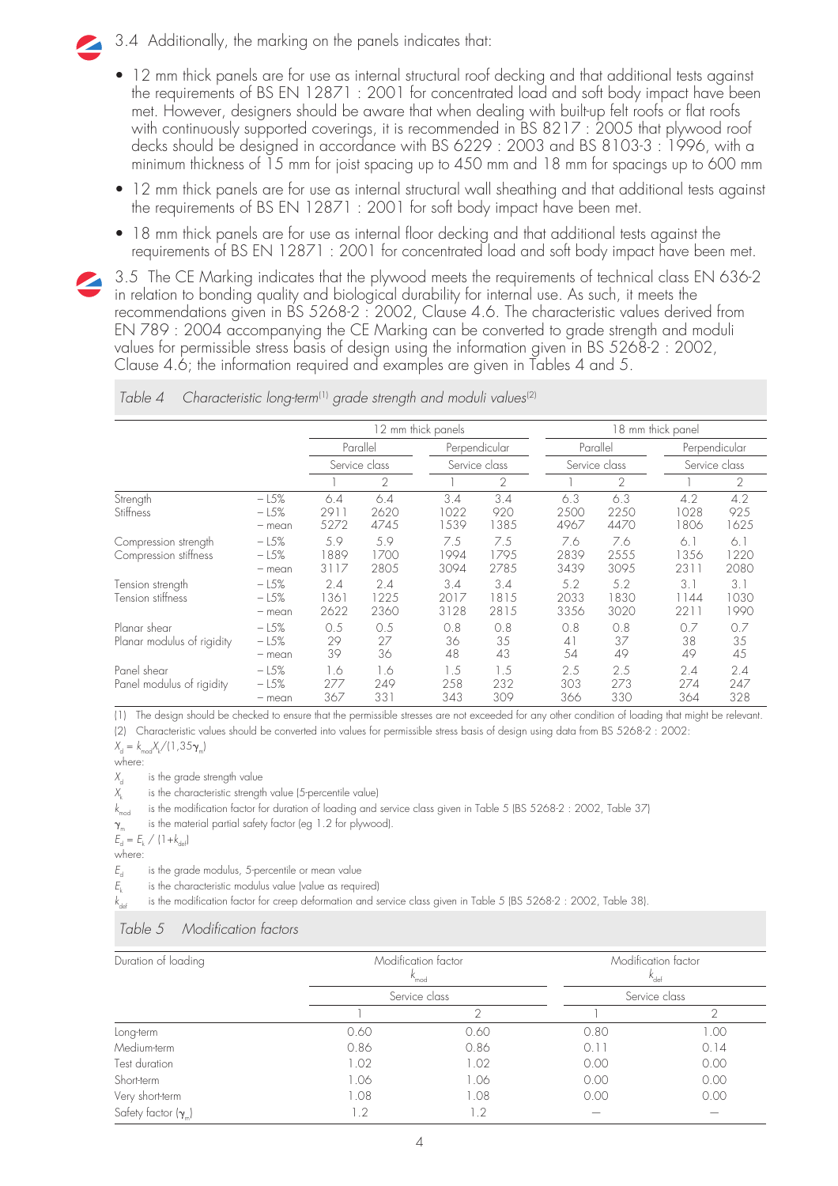3.4 Additionally, the marking on the panels indicates that:

- 12 mm thick panels are for use as internal structural roof decking and that additional tests against the requirements of BS EN 12871 : 2001 for concentrated load and soft body impact have been met. However, designers should be aware that when dealing with built-up felt roofs or flat roofs with continuously supported coverings, it is recommended in BS 8217 : 2005 that plywood roof decks should be designed in accordance with BS 6229 : 2003 and BS 8103-3 : 1996, with a minimum thickness of 15 mm for joist spacing up to 450 mm and 18 mm for spacings up to 600 mm
- 12 mm thick panels are for use as internal structural wall sheathing and that additional tests against the requirements of BS EN 12871 : 2001 for soft body impact have been met.
- 18 mm thick panels are for use as internal floor decking and that additional tests against the requirements of BS EN 12871 : 2001 for concentrated load and soft body impact have been met.

3.5 The CE Marking indicates that the plywood meets the requirements of technical class EN 636-2 in relation to bonding quality and biological durability for internal use. As such, it meets the recommendations given in BS 5268-2 : 2002, Clause 4.6. The characteristic values derived from EN 789 : 2004 accompanying the CE Marking can be converted to grade strength and moduli values for permissible stress basis of design using the information given in BS 5268-2 : 2002, Clause 4.6; the information required and examples are given in Tables 4 and 5.

*Table 4 Characteristic long-term[(1)] grade strength and moduli values[(2)]*

| | | 12 mm thick panels | | | | 18 mm thick panel | | | |
|---|---|---|---|---|---|---|---|---|---|
| | | Parallel | | Perpendicular | | Parallel | | Perpendicular | |
| | | Service class | | Service class | | Service class | | Service class | |
| | | 1 | 2 | 1 | 2 | 1 | 2 | 1 | 2 |
| Strength | – L5% | 6.4 | 6.4 | 3.4 | 3.4 | 6.3 | 6.3 | 4.2 | 4.2 |
| Stiffness | – L5% | 2911 | 2620 | 1022 | 920 | 2500 | 2250 | 1028 | 925 |
| | – mean | 5272 | 4745 | 1539 | 1385 | 4967 | 4470 | 1806 | 1625 |
| Compression strength | – L5% | 5.9 | 5.9 | 7.5 | 7.5 | 7.6 | 7.6 | 6.1 | 6.1 |
| Compression stiffness | – L5% | 1889 | 1700 | 1994 | 1795 | 2839 | 2555 | 1356 | 1220 |
| | – mean | 3117 | 2805 | 3094 | 2785 | 3439 | 3095 | 2311 | 2080 |
| Tension strength | – L5% | 2.4 | 2.4 | 3.4 | 3.4 | 5.2 | 5.2 | 3.1 | 3.1 |
| Tension stiffness | – L5% | 1361 | 1225 | 2017 | 1815 | 2033 | 1830 | 1144 | 1030 |
| | – mean | 2622 | 2360 | 3128 | 2815 | 3356 | 3020 | 2211 | 1990 |
| Planar shear | – L5% | 0.5 | 0.5 | 0.8 | 0.8 | 0.8 | 0.8 | 0.7 | 0.7 |
| Planar modulus of rigidity | – L5% | 29 | 27 | 36 | 35 | 41 | 37 | 38 | 35 |
| | – mean | 39 | 36 | 48 | 43 | 54 | 49 | 49 | 45 |
| Panel shear | – L5% | 1.6 | 1.6 | 1.5 | 1.5 | 2.5 | 2.5 | 2.4 | 2.4 |
| Panel modulus of rigidity | – L5% | 277 | 249 | 258 | 232 | 303 | 273 | 274 | 247 |
| | – mean | 367 | 331 | 343 | 309 | 366 | 330 | 364 | 328 |

(1) The design should be checked to ensure that the permissible stresses are not exceeded for any other condition of loading that might be relevant.

(2) Characteristic values should be converted into values for permissible stress basis of design using data from BS 5268-2 : 2002:

$X_d = k_{mod} X_k / (1{,}35\gamma_m)$

where:

$X_d$ is the grade strength value

$X_k$ is the characteristic strength value (5-percentile value)

$k_{mod}$ is the modification factor for duration of loading and service class given in Table 5 (BS 5268-2 : 2002, Table 37)

$\gamma_m$ is the material partial safety factor (eg 1.2 for plywood).

$E_d = E_k / (1 + k_{def})$

where:

$E_d$ is the grade modulus, 5-percentile or mean value

$E_k$ is the characteristic modulus value (value as required)

$k_{def}$ is the modification factor for creep deformation and service class given in Table 5 (BS 5268-2 : 2002, Table 38).

*Table 5 Modification factors*

| Duration of loading | Modification factor $k_{mod}$ | | Modification factor $k_{def}$ | |
|---|---|---|---|---|
| | Service class | | Service class | |
| | 1 | 2 | 1 | 2 |
| Long-term | 0.60 | 0.60 | 0.80 | 1.00 |
| Medium-term | 0.86 | 0.86 | 0.11 | 0.14 |
| Test duration | 1.02 | 1.02 | 0.00 | 0.00 |
| Short-term | 1.06 | 1.06 | 0.00 | 0.00 |
| Very short-term | 1.08 | 1.08 | 0.00 | 0.00 |
| Safety factor ($\gamma_m$) | 1.2 | 1.2 | — | — |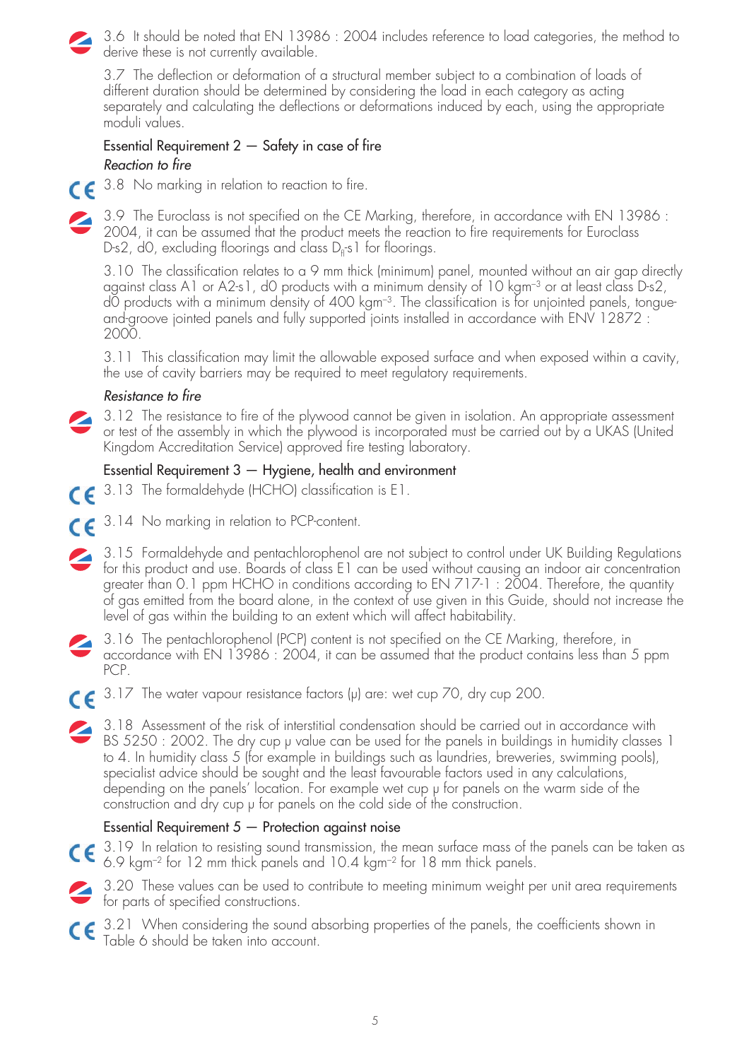3.6 It should be noted that EN 13986 : 2004 includes reference to load categories, the method to derive these is not currently available.

3.7 The deflection or deformation of a structural member subject to a combination of loads of different duration should be determined by considering the load in each category as acting separately and calculating the deflections or deformations induced by each, using the appropriate moduli values.

### Essential Requirement 2 — Safety in case of fire

*Reaction to fire*

3.8 No marking in relation to reaction to fire.

3.9 The Euroclass is not specified on the CE Marking, therefore, in accordance with EN 13986 : 2004, it can be assumed that the product meets the reaction to fire requirements for Euroclass D-s2, d0, excluding floorings and class $D_{fl}$-s1 for floorings.

3.10 The classification relates to a 9 mm thick (minimum) panel, mounted without an air gap directly against class A1 or A2-s1, d0 products with a minimum density of 10 $kgm^{-3}$ or at least class D-s2, d0 products with a minimum density of 400 $kgm^{-3}$. The classification is for unjointed panels, tongue-and-groove jointed panels and fully supported joints installed in accordance with ENV 12872 : 2000.

3.11 This classification may limit the allowable exposed surface and when exposed within a cavity, the use of cavity barriers may be required to meet regulatory requirements.

*Resistance to fire*

3.12 The resistance to fire of the plywood cannot be given in isolation. An appropriate assessment or test of the assembly in which the plywood is incorporated must be carried out by a UKAS (United Kingdom Accreditation Service) approved fire testing laboratory.

### Essential Requirement 3 — Hygiene, health and environment

3.13 The formaldehyde (HCHO) classification is E1.

3.14 No marking in relation to PCP-content.

3.15 Formaldehyde and pentachlorophenol are not subject to control under UK Building Regulations for this product and use. Boards of class E1 can be used without causing an indoor air concentration greater than 0.1 ppm HCHO in conditions according to EN 717-1 : 2004. Therefore, the quantity of gas emitted from the board alone, in the context of use given in this Guide, should not increase the level of gas within the building to an extent which will affect habitability.

3.16 The pentachlorophenol (PCP) content is not specified on the CE Marking, therefore, in accordance with EN 13986 : 2004, it can be assumed that the product contains less than 5 ppm PCP.

3.17 The water vapour resistance factors ($\mu$) are: wet cup 70, dry cup 200.

3.18 Assessment of the risk of interstitial condensation should be carried out in accordance with BS 5250 : 2002. The dry cup $\mu$ value can be used for the panels in buildings in humidity classes 1 to 4. In humidity class 5 (for example in buildings such as laundries, breweries, swimming pools), specialist advice should be sought and the least favourable factors used in any calculations, depending on the panels' location. For example wet cup $\mu$ for panels on the warm side of the construction and dry cup $\mu$ for panels on the cold side of the construction.

### Essential Requirement 5 — Protection against noise

3.19 In relation to resisting sound transmission, the mean surface mass of the panels can be taken as 6.9 $kgm^{-2}$ for 12 mm thick panels and 10.4 $kgm^{-2}$ for 18 mm thick panels.

3.20 These values can be used to contribute to meeting minimum weight per unit area requirements for parts of specified constructions.

3.21 When considering the sound absorbing properties of the panels, the coefficients shown in Table 6 should be taken into account.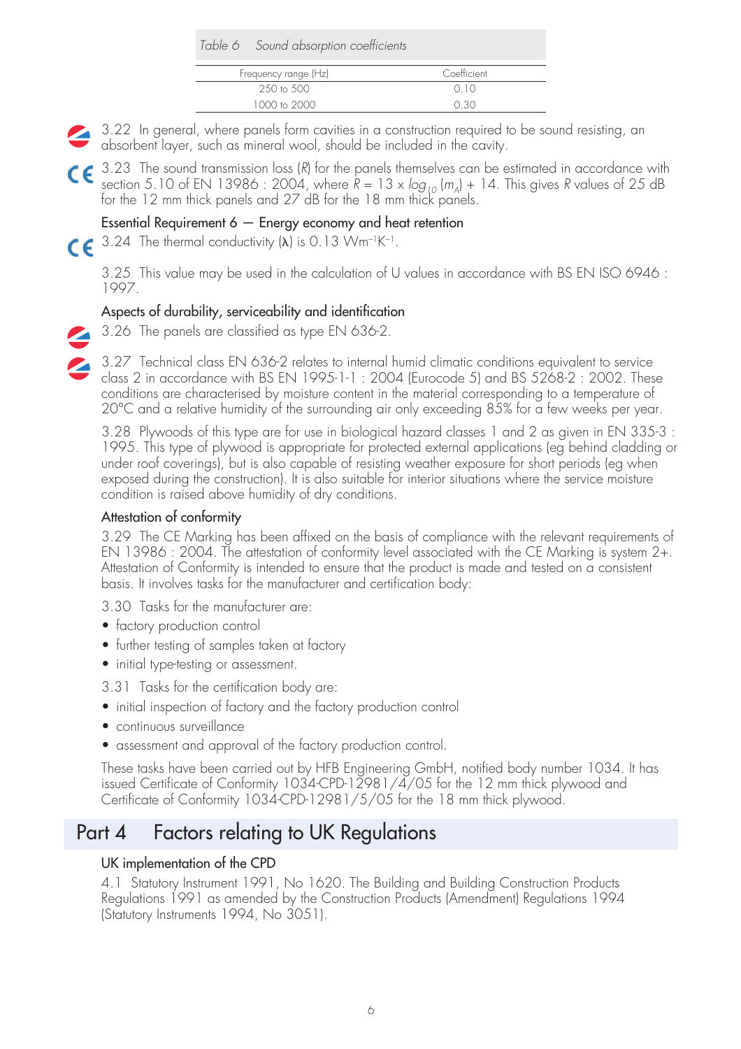*Table 6 Sound absorption coefficients*

| Frequency range (Hz) | Coefficient |
| --- | --- |
| 250 to 500 | 0.10 |
| 1000 to 2000 | 0.30 |

3.22 In general, where panels form cavities in a construction required to be sound resisting, an absorbent layer, such as mineral wool, should be included in the cavity.

3.23 The sound transmission loss (*R*) for the panels themselves can be estimated in accordance with section 5.10 of EN 13986 : 2004, where $R = 13 \times \log_{10}(m_A) + 14$. This gives *R* values of 25 dB for the 12 mm thick panels and 27 dB for the 18 mm thick panels.

### Essential Requirement 6 — Energy economy and heat retention

3.24 The thermal conductivity (λ) is 0.13 $\text{Wm}^{-1}\text{K}^{-1}$.

3.25 This value may be used in the calculation of U values in accordance with BS EN ISO 6946 : 1997.

### Aspects of durability, serviceability and identification

3.26 The panels are classified as type EN 636-2.

3.27 Technical class EN 636-2 relates to internal humid climatic conditions equivalent to service class 2 in accordance with BS EN 1995-1-1 : 2004 (Eurocode 5) and BS 5268-2 : 2002. These conditions are characterised by moisture content in the material corresponding to a temperature of 20°C and a relative humidity of the surrounding air only exceeding 85% for a few weeks per year.

3.28 Plywoods of this type are for use in biological hazard classes 1 and 2 as given in EN 335-3 : 1995. This type of plywood is appropriate for protected external applications (eg behind cladding or under roof coverings), but is also capable of resisting weather exposure for short periods (eg when exposed during the construction). It is also suitable for interior situations where the service moisture condition is raised above humidity of dry conditions.

### Attestation of conformity

3.29 The CE Marking has been affixed on the basis of compliance with the relevant requirements of EN 13986 : 2004. The attestation of conformity level associated with the CE Marking is system 2+. Attestation of Conformity is intended to ensure that the product is made and tested on a consistent basis. It involves tasks for the manufacturer and certification body:

3.30 Tasks for the manufacturer are:

- factory production control
- further testing of samples taken at factory
- initial type-testing or assessment.

3.31 Tasks for the certification body are:

- initial inspection of factory and the factory production control
- continuous surveillance
- assessment and approval of the factory production control.

These tasks have been carried out by HFB Engineering GmbH, notified body number 1034. It has issued Certificate of Conformity 1034-CPD-12981/4/05 for the 12 mm thick plywood and Certificate of Conformity 1034-CPD-12981/5/05 for the 18 mm thick plywood.

## Part 4 Factors relating to UK Regulations

### UK implementation of the CPD

4.1 Statutory Instrument 1991, No 1620. The Building and Building Construction Products Regulations 1991 as amended by the Construction Products (Amendment) Regulations 1994 (Statutory Instruments 1994, No 3051).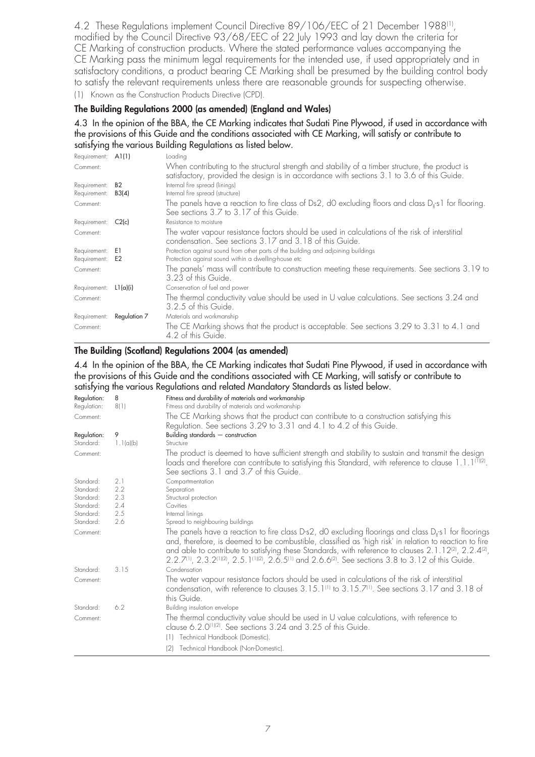4.2 These Regulations implement Council Directive 89/106/EEC of 21 December 1988[1], modified by the Council Directive 93/68/EEC of 22 July 1993 and lay down the criteria for CE Marking of construction products. Where the stated performance values accompanying the CE Marking pass the minimum legal requirements for the intended use, if used appropriately and in satisfactory conditions, a product bearing CE Marking shall be presumed by the building control body to satisfy the relevant requirements unless there are reasonable grounds for suspecting otherwise.

(1) Known as the Construction Products Directive (CPD).

**The Building Regulations 2000 (as amended) (England and Wales)**

4.3 In the opinion of the BBA, the CE Marking indicates that Sudati Pine Plywood, if used in accordance with the provisions of this Guide and the conditions associated with CE Marking, will satisfy or contribute to satisfying the various Building Regulations as listed below.

| | | |
|---|---|---|
| Requirement: | **A1(1)** | Loading |
| Comment: | | When contributing to the structural strength and stability of a timber structure, the product is satisfactory, provided the design is in accordance with sections 3.1 to 3.6 of this Guide. |
| Requirement: | **B2** | Internal fire spread (linings) |
| Requirement: | **B3(4)** | Internal fire spread (structure) |
| Comment: | | The panels have a reaction to fire class of Ds2, d0 excluding floors and class $D_{fl}$-s1 for flooring. See sections 3.7 to 3.17 of this Guide. |
| Requirement: | **C2(c)** | Resistance to moisture |
| Comment: | | The water vapour resistance factors should be used in calculations of the risk of interstitial condensation. See sections 3.17 and 3.18 of this Guide. |
| Requirement: | **E1** | Protection against sound from other parts of the building and adjoining buildings |
| Requirement: | **E2** | Protection against sound within a dwelling-house etc |
| Comment: | | The panels' mass will contribute to construction meeting these requirements. See sections 3.19 to 3.23 of this Guide. |
| Requirement: | **L1(a)(i)** | Conservation of fuel and power |
| Comment: | | The thermal conductivity value should be used in U value calculations. See sections 3.24 and 3.2.5 of this Guide. |
| Requirement: | **Regulation 7** | Materials and workmanship |
| Comment: | | The CE Marking shows that the product is acceptable. See sections 3.29 to 3.31 to 4.1 and 4.2 of this Guide. |

**The Building (Scotland) Regulations 2004 (as amended)**

4.4 In the opinion of the BBA, the CE Marking indicates that Sudati Pine Plywood, if used in accordance with the provisions of this Guide and the conditions associated with CE Marking, will satisfy or contribute to satisfying the various Regulations and related Mandatory Standards as listed below.

| | | |
|---|---|---|
| **Regulation:** | **8** | **Fitness and durability of materials and workmanship** |
| Regulation: | 8(1) | Fitness and durability of materials and workmanship |
| Comment: | | The CE Marking shows that the product can contribute to a construction satisfying this Regulation. See sections 3.29 to 3.31 and 4.1 to 4.2 of this Guide. |
| **Regulation:** | **9** | **Building standards — construction** |
| Standard: | 1.1(a)(b) | Structure |
| Comment: | | The product is deemed to have sufficient strength and stability to sustain and transmit the design loads and therefore can contribute to satisfying this Standard, with reference to clause 1.1.1[1][2]. See sections 3.1 and 3.7 of this Guide. |
| Standard: | 2.1 | Compartmentation |
| Standard: | 2.2 | Separation |
| Standard: | 2.3 | Structural protection |
| Standard: | 2.4 | Cavities |
| Standard: | 2.5 | Internal linings |
| Standard: | 2.6 | Spread to neighbouring buildings |
| Comment: | | The panels have a reaction to fire class D-s2, d0 excluding floorings and class $D_{fl}$-s1 for floorings and, therefore, is deemed to be combustible, classified as 'high risk' in relation to reaction to fire and able to contribute to satisfying these Standards, with reference to clauses 2.1.12[2], 2.2.4[2], 2.2.7[1], 2.3.2[1][2], 2.5.1[1][2], 2.6.5[1] and 2.6.6[2]. See sections 3.8 to 3.12 of this Guide. |
| Standard: | 3.15 | Condensation |
| Comment: | | The water vapour resistance factors should be used in calculations of the risk of interstitial condensation, with reference to clauses 3.15.1[1] to 3.15.7[1]. See sections 3.17 and 3.18 of this Guide. |
| Standard: | 6.2 | Building insulation envelope |
| Comment: | | The thermal conductivity value should be used in U value calculations, with reference to clause 6.2.0[1][2]. See sections 3.24 and 3.25 of this Guide. |

(1) Technical Handbook (Domestic).

(2) Technical Handbook (Non-Domestic).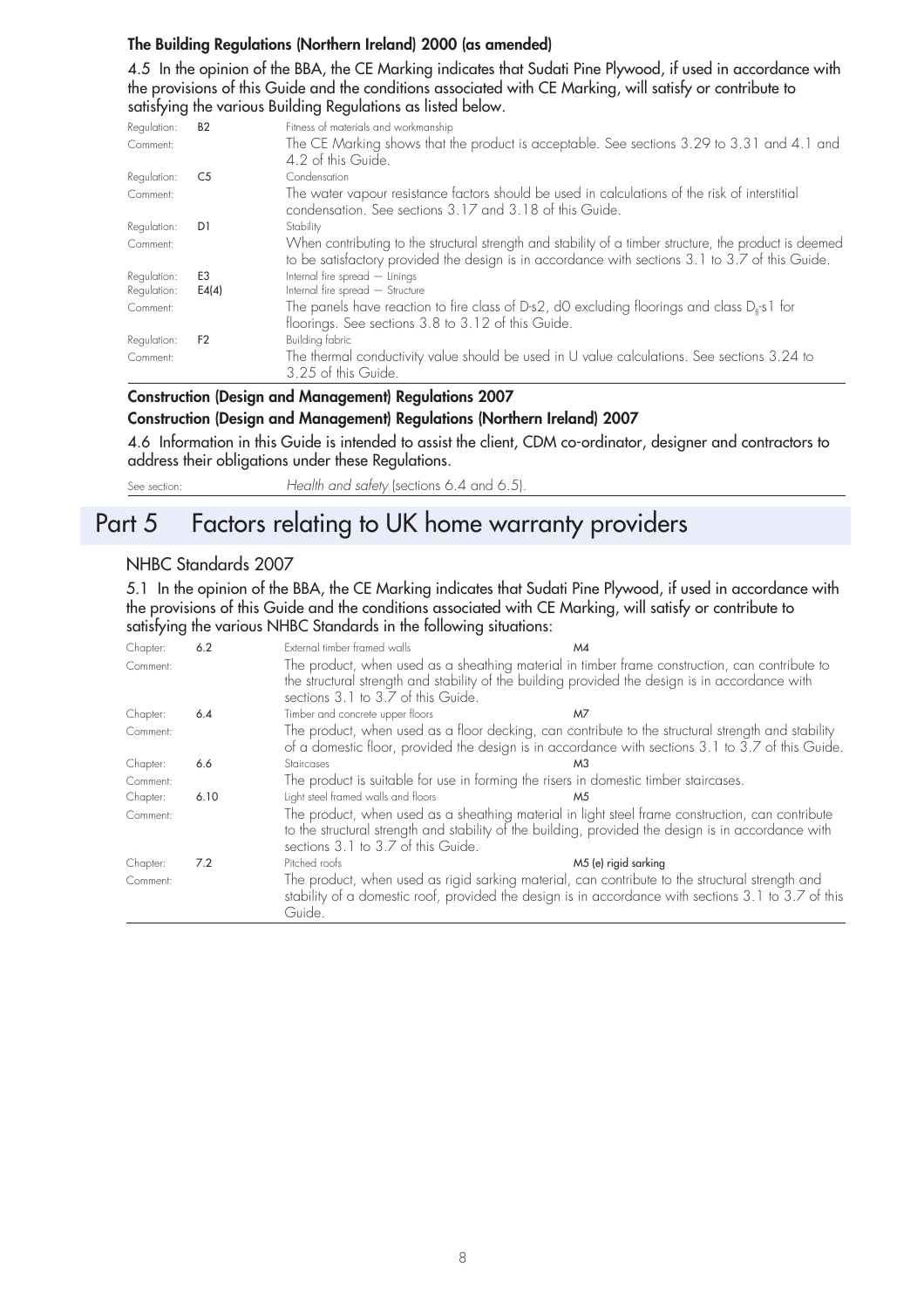**The Building Regulations (Northern Ireland) 2000 (as amended)**

4.5 In the opinion of the BBA, the CE Marking indicates that Sudati Pine Plywood, if used in accordance with the provisions of this Guide and the conditions associated with CE Marking, will satisfy or contribute to satisfying the various Building Regulations as listed below.

| | | |
|---|---|---|
| Regulation: | B2 | Fitness of materials and workmanship |
| Comment: | | The CE Marking shows that the product is acceptable. See sections 3.29 to 3.31 and 4.1 and 4.2 of this Guide. |
| Regulation: | C5 | Condensation |
| Comment: | | The water vapour resistance factors should be used in calculations of the risk of interstitial condensation. See sections 3.17 and 3.18 of this Guide. |
| Regulation: | D1 | Stability |
| Comment: | | When contributing to the structural strength and stability of a timber structure, the product is deemed to be satisfactory provided the design is in accordance with sections 3.1 to 3.7 of this Guide. |
| Regulation: | E3 | Internal fire spread — Linings |
| Regulation: | E4(4) | Internal fire spread — Structure |
| Comment: | | The panels have reaction to fire class of D-s2, d0 excluding floorings and class $D_{fl}$-s1 for floorings. See sections 3.8 to 3.12 of this Guide. |
| Regulation: | F2 | Building fabric |
| Comment: | | The thermal conductivity value should be used in U value calculations. See sections 3.24 to 3.25 of this Guide. |

**Construction (Design and Management) Regulations 2007**

**Construction (Design and Management) Regulations (Northern Ireland) 2007**

4.6 Information in this Guide is intended to assist the client, CDM co-ordinator, designer and contractors to address their obligations under these Regulations.

See section: *Health and safety* (sections 6.4 and 6.5).

# Part 5 Factors relating to UK home warranty providers

## NHBC Standards 2007

5.1 In the opinion of the BBA, the CE Marking indicates that Sudati Pine Plywood, if used in accordance with the provisions of this Guide and the conditions associated with CE Marking, will satisfy or contribute to satisfying the various NHBC Standards in the following situations:

| | | | |
|---|---|---|---|
| Chapter: | 6.2 | External timber framed walls | M4 |
| Comment: | | The product, when used as a sheathing material in timber frame construction, can contribute to the structural strength and stability of the building provided the design is in accordance with sections 3.1 to 3.7 of this Guide. | |
| Chapter: | 6.4 | Timber and concrete upper floors | M7 |
| Comment: | | The product, when used as a floor decking, can contribute to the structural strength and stability of a domestic floor, provided the design is in accordance with sections 3.1 to 3.7 of this Guide. | |
| Chapter: | 6.6 | Staircases | M3 |
| Comment: | | The product is suitable for use in forming the risers in domestic timber staircases. | |
| Chapter: | 6.10 | Light steel framed walls and floors | M5 |
| Comment: | | The product, when used as a sheathing material in light steel frame construction, can contribute to the structural strength and stability of the building, provided the design is in accordance with sections 3.1 to 3.7 of this Guide. | |
| Chapter: | 7.2 | Pitched roofs | M5 (e) rigid sarking |
| Comment: | | The product, when used as rigid sarking material, can contribute to the structural strength and stability of a domestic roof, provided the design is in accordance with sections 3.1 to 3.7 of this Guide. | |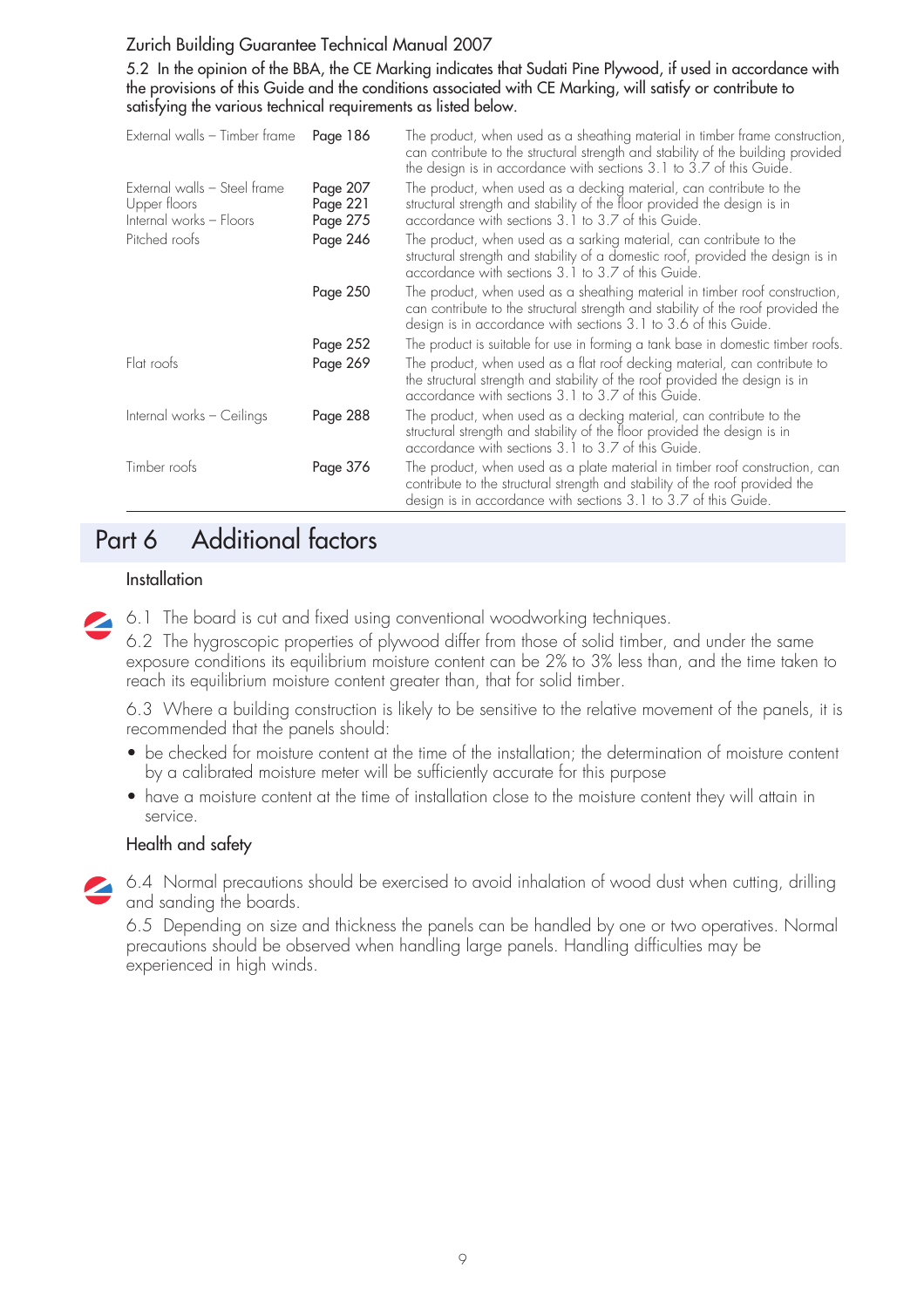Zurich Building Guarantee Technical Manual 2007

5.2 In the opinion of the BBA, the CE Marking indicates that Sudati Pine Plywood, if used in accordance with the provisions of this Guide and the conditions associated with CE Marking, will satisfy or contribute to satisfying the various technical requirements as listed below.

| | | |
|---|---|---|
| External walls – Timber frame | Page 186 | The product, when used as a sheathing material in timber frame construction, can contribute to the structural strength and stability of the building provided the design is in accordance with sections 3.1 to 3.7 of this Guide. |
| External walls – Steel frame<br>Upper floors<br>Internal works – Floors | Page 207<br>Page 221<br>Page 275 | The product, when used as a decking material, can contribute to the structural strength and stability of the floor provided the design is in accordance with sections 3.1 to 3.7 of this Guide. |
| Pitched roofs | Page 246 | The product, when used as a sarking material, can contribute to the structural strength and stability of a domestic roof, provided the design is in accordance with sections 3.1 to 3.7 of this Guide. |
| | Page 250 | The product, when used as a sheathing material in timber roof construction, can contribute to the structural strength and stability of the roof provided the design is in accordance with sections 3.1 to 3.6 of this Guide. |
| | Page 252 | The product is suitable for use in forming a tank base in domestic timber roofs. |
| Flat roofs | Page 269 | The product, when used as a flat roof decking material, can contribute to the structural strength and stability of the roof provided the design is in accordance with sections 3.1 to 3.7 of this Guide. |
| Internal works – Ceilings | Page 288 | The product, when used as a decking material, can contribute to the structural strength and stability of the floor provided the design is in accordance with sections 3.1 to 3.7 of this Guide. |
| Timber roofs | Page 376 | The product, when used as a plate material in timber roof construction, can contribute to the structural strength and stability of the roof provided the design is in accordance with sections 3.1 to 3.7 of this Guide. |

# Part 6 Additional factors

### Installation

6.1 The board is cut and fixed using conventional woodworking techniques.

6.2 The hygroscopic properties of plywood differ from those of solid timber, and under the same exposure conditions its equilibrium moisture content can be 2% to 3% less than, and the time taken to reach its equilibrium moisture content greater than, that for solid timber.

6.3 Where a building construction is likely to be sensitive to the relative movement of the panels, it is recommended that the panels should:

- be checked for moisture content at the time of the installation; the determination of moisture content by a calibrated moisture meter will be sufficiently accurate for this purpose
- have a moisture content at the time of installation close to the moisture content they will attain in service.

### Health and safety

6.4 Normal precautions should be exercised to avoid inhalation of wood dust when cutting, drilling and sanding the boards.

6.5 Depending on size and thickness the panels can be handled by one or two operatives. Normal precautions should be observed when handling large panels. Handling difficulties may be experienced in high winds.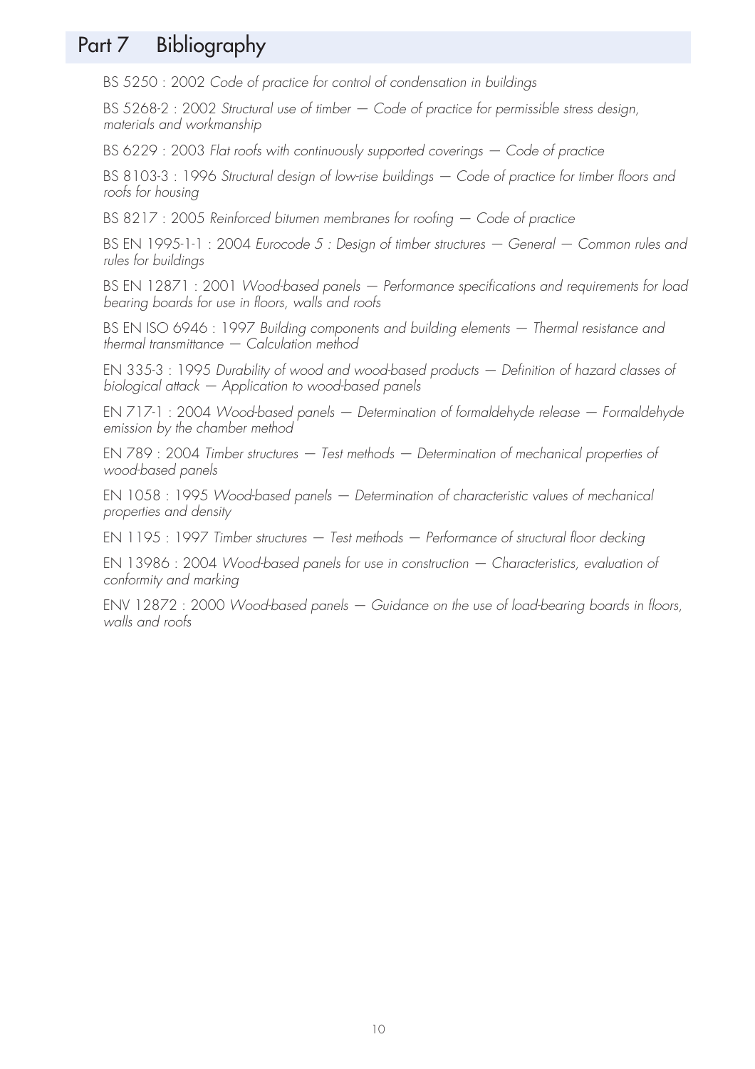## Part 7 Bibliography

BS 5250 : 2002 *Code of practice for control of condensation in buildings*

BS 5268-2 : 2002 *Structural use of timber — Code of practice for permissible stress design, materials and workmanship*

BS 6229 : 2003 *Flat roofs with continuously supported coverings — Code of practice*

BS 8103-3 : 1996 *Structural design of low-rise buildings — Code of practice for timber floors and roofs for housing*

BS 8217 : 2005 *Reinforced bitumen membranes for roofing — Code of practice*

BS EN 1995-1-1 : 2004 *Eurocode 5 : Design of timber structures — General — Common rules and rules for buildings*

BS EN 12871 : 2001 *Wood-based panels — Performance specifications and requirements for load bearing boards for use in floors, walls and roofs*

BS EN ISO 6946 : 1997 *Building components and building elements — Thermal resistance and thermal transmittance — Calculation method*

EN 335-3 : 1995 *Durability of wood and wood-based products — Definition of hazard classes of biological attack — Application to wood-based panels*

EN 717-1 : 2004 *Wood-based panels — Determination of formaldehyde release — Formaldehyde emission by the chamber method*

EN 789 : 2004 *Timber structures — Test methods — Determination of mechanical properties of wood-based panels*

EN 1058 : 1995 *Wood-based panels — Determination of characteristic values of mechanical properties and density*

EN 1195 : 1997 *Timber structures — Test methods — Performance of structural floor decking*

EN 13986 : 2004 *Wood-based panels for use in construction — Characteristics, evaluation of conformity and marking*

ENV 12872 : 2000 *Wood-based panels — Guidance on the use of load-bearing boards in floors, walls and roofs*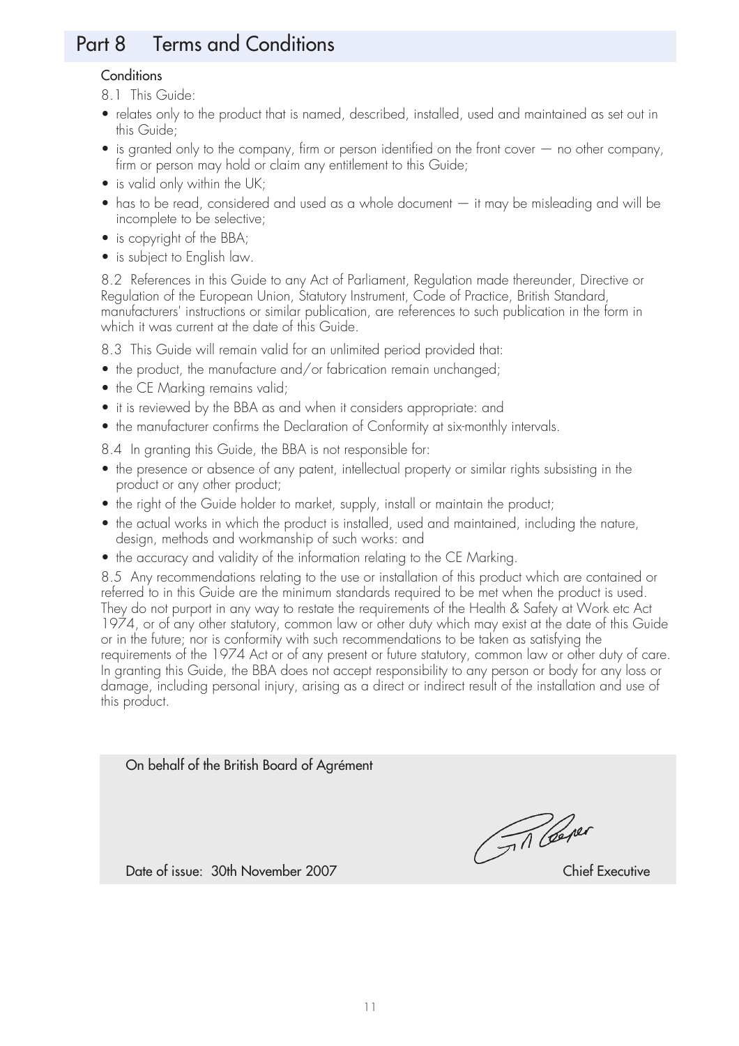# Part 8 Terms and Conditions

## Conditions

8.1 This Guide:

- relates only to the product that is named, described, installed, used and maintained as set out in this Guide;
- is granted only to the company, firm or person identified on the front cover — no other company, firm or person may hold or claim any entitlement to this Guide;
- is valid only within the UK;
- has to be read, considered and used as a whole document — it may be misleading and will be incomplete to be selective;
- is copyright of the BBA;
- is subject to English law.

8.2 References in this Guide to any Act of Parliament, Regulation made thereunder, Directive or Regulation of the European Union, Statutory Instrument, Code of Practice, British Standard, manufacturers' instructions or similar publication, are references to such publication in the form in which it was current at the date of this Guide.

8.3 This Guide will remain valid for an unlimited period provided that:

- the product, the manufacture and/or fabrication remain unchanged;
- the CE Marking remains valid;
- it is reviewed by the BBA as and when it considers appropriate: and
- the manufacturer confirms the Declaration of Conformity at six-monthly intervals.

8.4 In granting this Guide, the BBA is not responsible for:

- the presence or absence of any patent, intellectual property or similar rights subsisting in the product or any other product;
- the right of the Guide holder to market, supply, install or maintain the product;
- the actual works in which the product is installed, used and maintained, including the nature, design, methods and workmanship of such works: and
- the accuracy and validity of the information relating to the CE Marking.

8.5 Any recommendations relating to the use or installation of this product which are contained or referred to in this Guide are the minimum standards required to be met when the product is used. They do not purport in any way to restate the requirements of the Health & Safety at Work etc Act 1974, or of any other statutory, common law or other duty which may exist at the date of this Guide or in the future; nor is conformity with such recommendations to be taken as satisfying the requirements of the 1974 Act or of any present or future statutory, common law or other duty of care. In granting this Guide, the BBA does not accept responsibility to any person or body for any loss or damage, including personal injury, arising as a direct or indirect result of the installation and use of this product.

On behalf of the British Board of Agrément

Date of issue: 30th November 2007

Chief Executive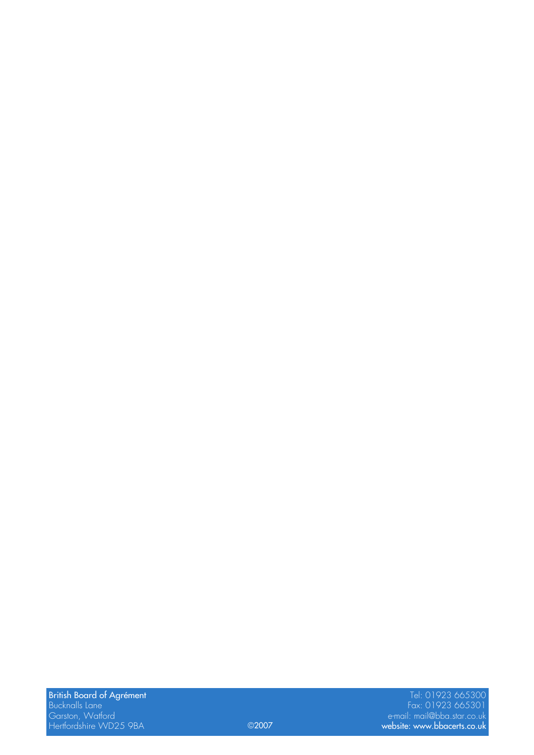**British Board of Agrément**
Bucknalls Lane
Garston, Watford
Hertfordshire WD25 9BA

©2007

Tel: 01923 665300
Fax: 01923 665301
e-mail: mail@bba.star.co.uk
**website: www.bbacerts.co.uk**